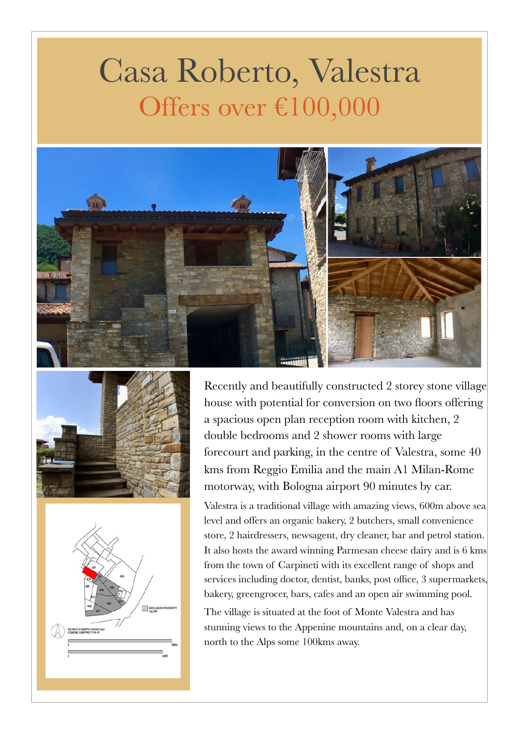# Casa Roberto, Valestra

## Offers over €100,000

Recently and beautifully constructed 2 storey stone village house with potential for conversion on two floors offering a spacious open plan reception room with kitchen, 2 double bedrooms and 2 shower rooms with large forecourt and parking, in the centre of Valestra, some 40 kms from Reggio Emilia and the main A1 Milan-Rome motorway, with Bologna airport 90 minutes by car.

Valestra is a traditional village with amazing views, 600m above sea level and offers an organic bakery, 2 butchers, small convenience store, 2 hairdressers, newsagent, dry cleaner, bar and petrol station. It also hosts the award winning Parmesan cheese dairy and is 6 kms from the town of Carpineti with its excellent range of shops and services including doctor, dentist, banks, post office, 3 supermarkets, bakery, greengrocer, bars, cafes and an open air swimming pool.

The village is situated at the foot of Monte Valestra and has stunning views to the Appenine mountains and, on a clear day, north to the Alps some 100kms away.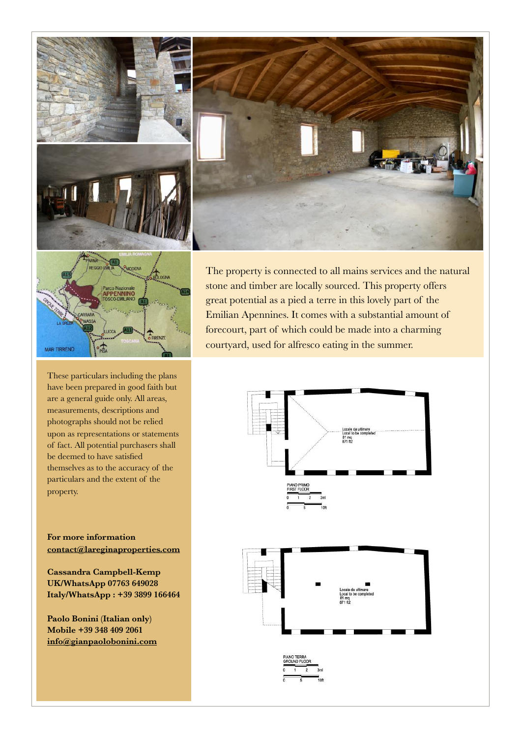The property is connected to all mains services and the natural stone and timber are locally sourced. This property offers great potential as a pied a terre in this lovely part of the Emilian Apennines. It comes with a substantial amount of forecourt, part of which could be made into a charming courtyard, used for alfresco eating in the summer.

These particulars including the plans have been prepared in good faith but are a general guide only. All areas, measurements, descriptions and photographs should not be relied upon as representations or statements of fact. All potential purchasers shall be deemed to have satisfied themselves as to the accuracy of the particulars and the extent of the property.

**For more information**
**contact@lareginaproperties.com**

**Cassandra Campbell-Kemp**
**UK/WhatsApp 07763 649028**
**Italy/WhatsApp : +39 3899 166464**

**Paolo Bonini (Italian only)**
**Mobile +39 348 409 2061**
**info@gianpaolobonini.com**

Locale da ultimare
Local to be completed
81 mq
871 ft2

PIANO PRIMO
FIRST FLOOR
0 1 2 3ml
0 5 10ft

Locale da ultimare
Local to be completed
81 mq
871 ft2

PIANO TERRA
GROUND FLOOR
0 1 2 3ml
0 5 10ft